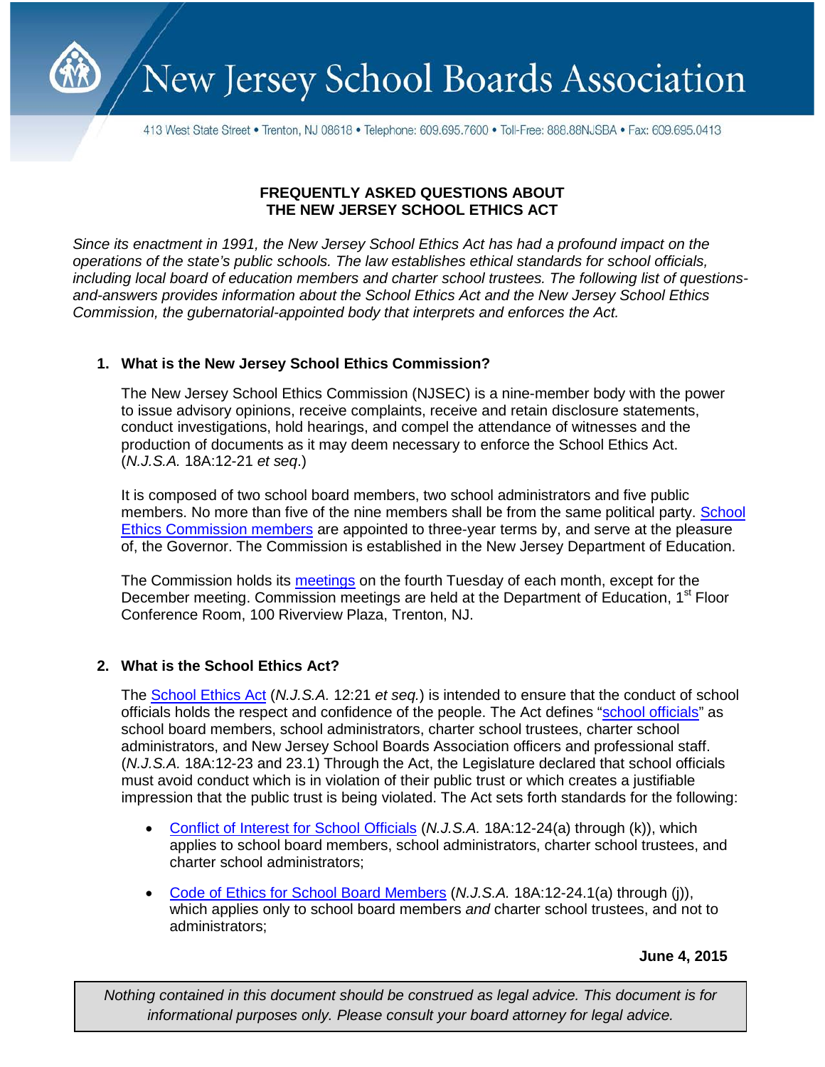# New Jersey School Boards Association

413 West State Street • Trenton, NJ 08618 • Telephone: 609.695.7600 • Toll-Free: 888.88NJSBA • Fax: 609.695.0413

## FREQUENTLY ASKED QUESTIONS ABOUT THE NEW JERSEY SCHOOL ETHICS ACT

*Since its enactment in 1991, the New Jersey School Ethics Act has had a profound impact on the operations of the state's public schools. The law establishes ethical standards for school officials, including local board of education members and charter school trustees. The following list of questions-and-answers provides information about the School Ethics Act and the New Jersey School Ethics Commission, the gubernatorial-appointed body that interprets and enforces the Act.*

### 1. What is the New Jersey School Ethics Commission?

The New Jersey School Ethics Commission (NJSEC) is a nine-member body with the power to issue advisory opinions, receive complaints, receive and retain disclosure statements, conduct investigations, hold hearings, and compel the attendance of witnesses and the production of documents as it may deem necessary to enforce the School Ethics Act. (*N.J.S.A.* 18A:12-21 *et seq*.)

It is composed of two school board members, two school administrators and five public members. No more than five of the nine members shall be from the same political party. School Ethics Commission members are appointed to three-year terms by, and serve at the pleasure of, the Governor. The Commission is established in the New Jersey Department of Education.

The Commission holds its meetings on the fourth Tuesday of each month, except for the December meeting. Commission meetings are held at the Department of Education, 1st Floor Conference Room, 100 Riverview Plaza, Trenton, NJ.

### 2. What is the School Ethics Act?

The School Ethics Act (*N.J.S.A.* 12:21 *et seq.*) is intended to ensure that the conduct of school officials holds the respect and confidence of the people. The Act defines "school officials" as school board members, school administrators, charter school trustees, charter school administrators, and New Jersey School Boards Association officers and professional staff. (*N.J.S.A.* 18A:12-23 and 23.1) Through the Act, the Legislature declared that school officials must avoid conduct which is in violation of their public trust or which creates a justifiable impression that the public trust is being violated. The Act sets forth standards for the following:

- Conflict of Interest for School Officials (*N.J.S.A.* 18A:12-24(a) through (k)), which applies to school board members, school administrators, charter school trustees, and charter school administrators;
- Code of Ethics for School Board Members (*N.J.S.A.* 18A:12-24.1(a) through (j)), which applies only to school board members *and* charter school trustees, and not to administrators;

**June 4, 2015**

*Nothing contained in this document should be construed as legal advice. This document is for informational purposes only. Please consult your board attorney for legal advice.*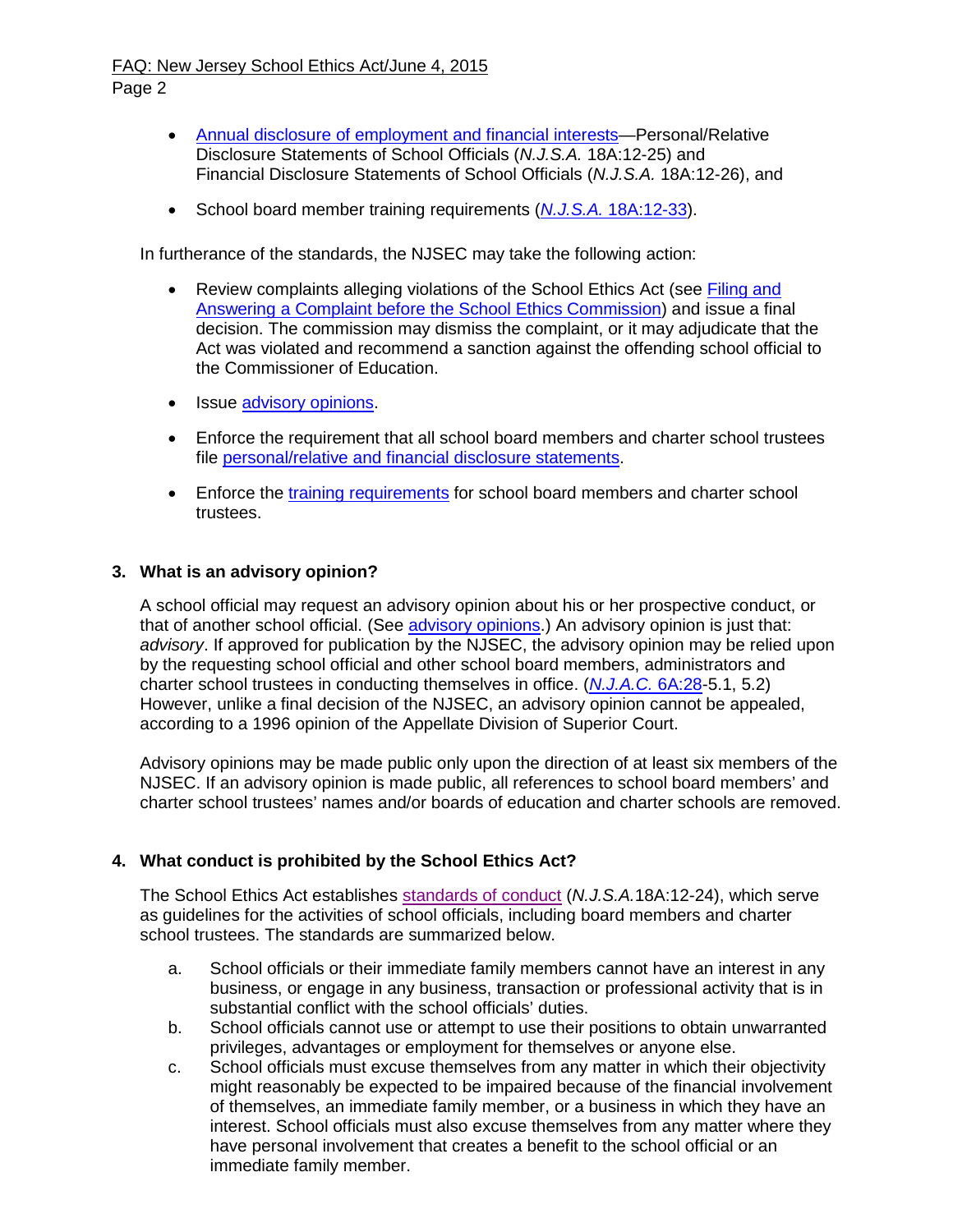- Annual disclosure of employment and financial interests—Personal/Relative Disclosure Statements of School Officials (*N.J.S.A.* 18A:12-25) and Financial Disclosure Statements of School Officials (*N.J.S.A.* 18A:12-26), and

- School board member training requirements (*N.J.S.A.* 18A:12-33).

In furtherance of the standards, the NJSEC may take the following action:

- Review complaints alleging violations of the School Ethics Act (see Filing and Answering a Complaint before the School Ethics Commission) and issue a final decision. The commission may dismiss the complaint, or it may adjudicate that the Act was violated and recommend a sanction against the offending school official to the Commissioner of Education.

- Issue advisory opinions.

- Enforce the requirement that all school board members and charter school trustees file personal/relative and financial disclosure statements.

- Enforce the training requirements for school board members and charter school trustees.

**3. What is an advisory opinion?**

A school official may request an advisory opinion about his or her prospective conduct, or that of another school official. (See advisory opinions.) An advisory opinion is just that: *advisory*. If approved for publication by the NJSEC, the advisory opinion may be relied upon by the requesting school official and other school board members, administrators and charter school trustees in conducting themselves in office. (*N.J.A.C.* 6A:28-5.1, 5.2) However, unlike a final decision of the NJSEC, an advisory opinion cannot be appealed, according to a 1996 opinion of the Appellate Division of Superior Court.

Advisory opinions may be made public only upon the direction of at least six members of the NJSEC. If an advisory opinion is made public, all references to school board members' and charter school trustees' names and/or boards of education and charter schools are removed.

**4. What conduct is prohibited by the School Ethics Act?**

The School Ethics Act establishes standards of conduct (*N.J.S.A.*18A:12-24), which serve as guidelines for the activities of school officials, including board members and charter school trustees. The standards are summarized below.

a. School officials or their immediate family members cannot have an interest in any business, or engage in any business, transaction or professional activity that is in substantial conflict with the school officials' duties.

b. School officials cannot use or attempt to use their positions to obtain unwarranted privileges, advantages or employment for themselves or anyone else.

c. School officials must excuse themselves from any matter in which their objectivity might reasonably be expected to be impaired because of the financial involvement of themselves, an immediate family member, or a business in which they have an interest. School officials must also excuse themselves from any matter where they have personal involvement that creates a benefit to the school official or an immediate family member.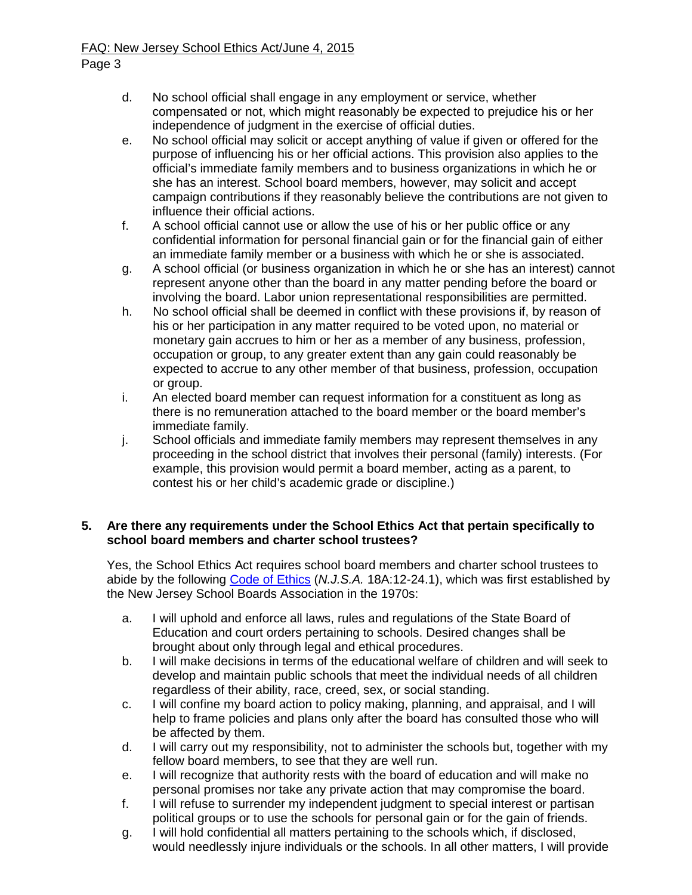d. No school official shall engage in any employment or service, whether compensated or not, which might reasonably be expected to prejudice his or her independence of judgment in the exercise of official duties.

e. No school official may solicit or accept anything of value if given or offered for the purpose of influencing his or her official actions. This provision also applies to the official's immediate family members and to business organizations in which he or she has an interest. School board members, however, may solicit and accept campaign contributions if they reasonably believe the contributions are not given to influence their official actions.

f. A school official cannot use or allow the use of his or her public office or any confidential information for personal financial gain or for the financial gain of either an immediate family member or a business with which he or she is associated.

g. A school official (or business organization in which he or she has an interest) cannot represent anyone other than the board in any matter pending before the board or involving the board. Labor union representational responsibilities are permitted.

h. No school official shall be deemed in conflict with these provisions if, by reason of his or her participation in any matter required to be voted upon, no material or monetary gain accrues to him or her as a member of any business, profession, occupation or group, to any greater extent than any gain could reasonably be expected to accrue to any other member of that business, profession, occupation or group.

i. An elected board member can request information for a constituent as long as there is no remuneration attached to the board member or the board member's immediate family.

j. School officials and immediate family members may represent themselves in any proceeding in the school district that involves their personal (family) interests. (For example, this provision would permit a board member, acting as a parent, to contest his or her child's academic grade or discipline.)

**5. Are there any requirements under the School Ethics Act that pertain specifically to school board members and charter school trustees?**

Yes, the School Ethics Act requires school board members and charter school trustees to abide by the following Code of Ethics (*N.J.S.A.* 18A:12-24.1), which was first established by the New Jersey School Boards Association in the 1970s:

a. I will uphold and enforce all laws, rules and regulations of the State Board of Education and court orders pertaining to schools. Desired changes shall be brought about only through legal and ethical procedures.

b. I will make decisions in terms of the educational welfare of children and will seek to develop and maintain public schools that meet the individual needs of all children regardless of their ability, race, creed, sex, or social standing.

c. I will confine my board action to policy making, planning, and appraisal, and I will help to frame policies and plans only after the board has consulted those who will be affected by them.

d. I will carry out my responsibility, not to administer the schools but, together with my fellow board members, to see that they are well run.

e. I will recognize that authority rests with the board of education and will make no personal promises nor take any private action that may compromise the board.

f. I will refuse to surrender my independent judgment to special interest or partisan political groups or to use the schools for personal gain or for the gain of friends.

g. I will hold confidential all matters pertaining to the schools which, if disclosed, would needlessly injure individuals or the schools. In all other matters, I will provide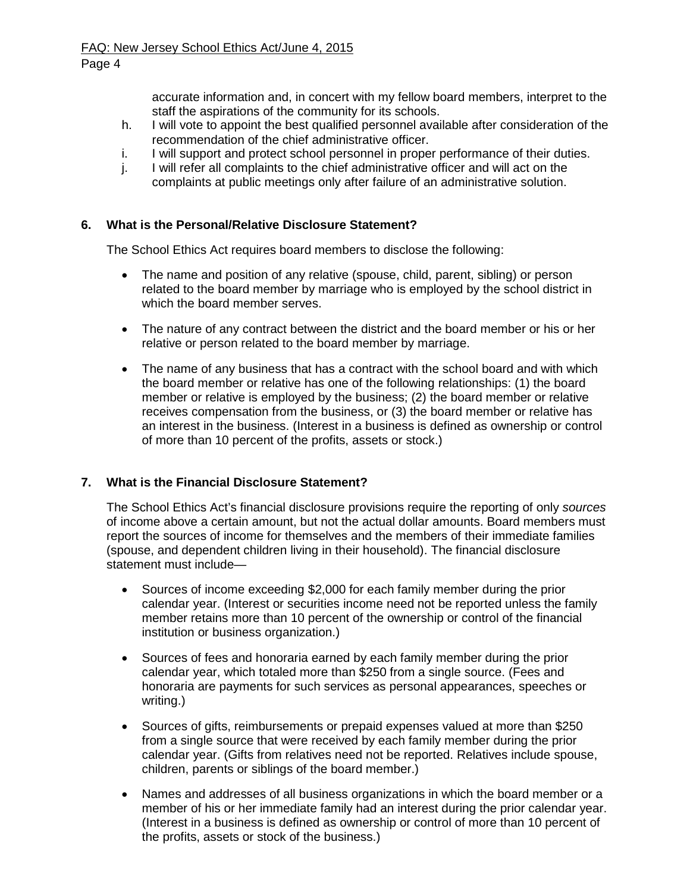accurate information and, in concert with my fellow board members, interpret to the staff the aspirations of the community for its schools.

h. I will vote to appoint the best qualified personnel available after consideration of the recommendation of the chief administrative officer.

i. I will support and protect school personnel in proper performance of their duties.

j. I will refer all complaints to the chief administrative officer and will act on the complaints at public meetings only after failure of an administrative solution.

**6. What is the Personal/Relative Disclosure Statement?**

The School Ethics Act requires board members to disclose the following:

- The name and position of any relative (spouse, child, parent, sibling) or person related to the board member by marriage who is employed by the school district in which the board member serves.
- The nature of any contract between the district and the board member or his or her relative or person related to the board member by marriage.
- The name of any business that has a contract with the school board and with which the board member or relative has one of the following relationships: (1) the board member or relative is employed by the business; (2) the board member or relative receives compensation from the business, or (3) the board member or relative has an interest in the business. (Interest in a business is defined as ownership or control of more than 10 percent of the profits, assets or stock.)

**7. What is the Financial Disclosure Statement?**

The School Ethics Act's financial disclosure provisions require the reporting of only *sources* of income above a certain amount, but not the actual dollar amounts. Board members must report the sources of income for themselves and the members of their immediate families (spouse, and dependent children living in their household). The financial disclosure statement must include—

- Sources of income exceeding $2,000 for each family member during the prior calendar year. (Interest or securities income need not be reported unless the family member retains more than 10 percent of the ownership or control of the financial institution or business organization.)
- Sources of fees and honoraria earned by each family member during the prior calendar year, which totaled more than $250 from a single source. (Fees and honoraria are payments for such services as personal appearances, speeches or writing.)
- Sources of gifts, reimbursements or prepaid expenses valued at more than $250 from a single source that were received by each family member during the prior calendar year. (Gifts from relatives need not be reported. Relatives include spouse, children, parents or siblings of the board member.)
- Names and addresses of all business organizations in which the board member or a member of his or her immediate family had an interest during the prior calendar year. (Interest in a business is defined as ownership or control of more than 10 percent of the profits, assets or stock of the business.)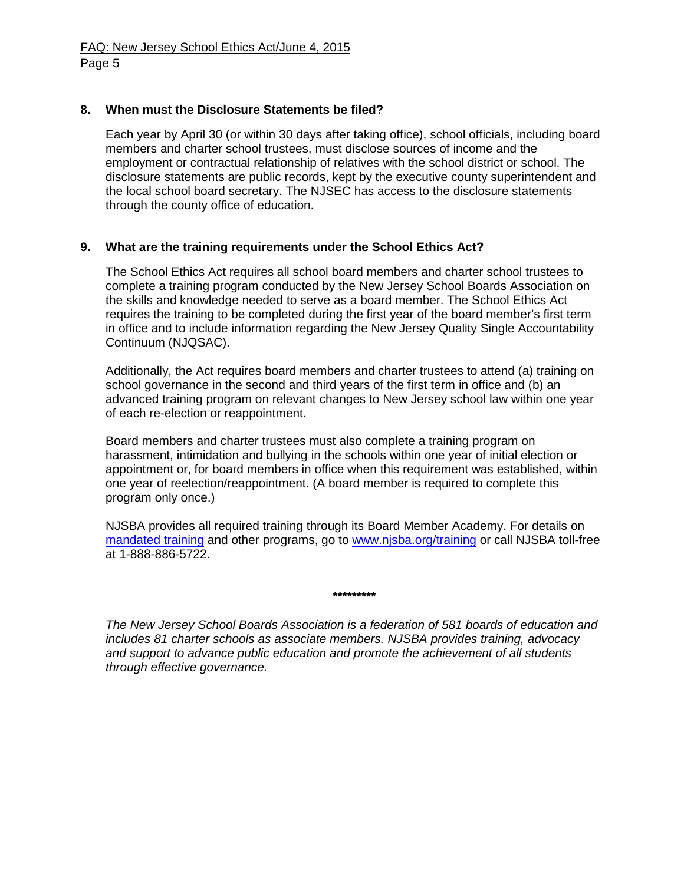**8. When must the Disclosure Statements be filed?**

Each year by April 30 (or within 30 days after taking office), school officials, including board members and charter school trustees, must disclose sources of income and the employment or contractual relationship of relatives with the school district or school. The disclosure statements are public records, kept by the executive county superintendent and the local school board secretary. The NJSEC has access to the disclosure statements through the county office of education.

**9. What are the training requirements under the School Ethics Act?**

The School Ethics Act requires all school board members and charter school trustees to complete a training program conducted by the New Jersey School Boards Association on the skills and knowledge needed to serve as a board member. The School Ethics Act requires the training to be completed during the first year of the board member's first term in office and to include information regarding the New Jersey Quality Single Accountability Continuum (NJQSAC).

Additionally, the Act requires board members and charter trustees to attend (a) training on school governance in the second and third years of the first term in office and (b) an advanced training program on relevant changes to New Jersey school law within one year of each re-election or reappointment.

Board members and charter trustees must also complete a training program on harassment, intimidation and bullying in the schools within one year of initial election or appointment or, for board members in office when this requirement was established, within one year of reelection/reappointment. (A board member is required to complete this program only once.)

NJSBA provides all required training through its Board Member Academy. For details on mandated training and other programs, go to www.njsba.org/training or call NJSBA toll-free at 1-888-886-5722.

*********

*The New Jersey School Boards Association is a federation of 581 boards of education and includes 81 charter schools as associate members. NJSBA provides training, advocacy and support to advance public education and promote the achievement of all students through effective governance.*